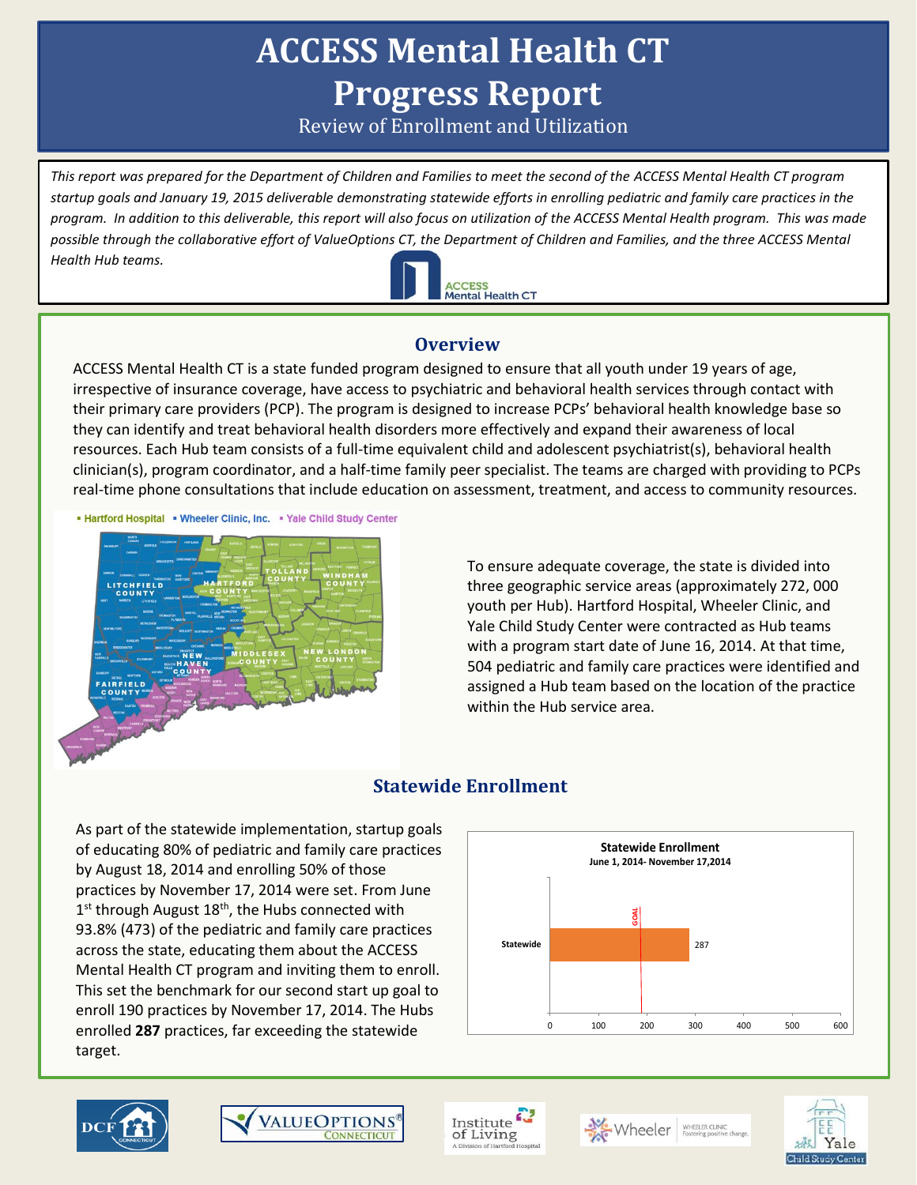# ACCESS Mental Health CT Progress Report

Review of Enrollment and Utilization

*This report was prepared for the Department of Children and Families to meet the second of the ACCESS Mental Health CT program startup goals and January 19, 2015 deliverable demonstrating statewide efforts in enrolling pediatric and family care practices in the program. In addition to this deliverable, this report will also focus on utilization of the ACCESS Mental Health program. This was made possible through the collaborative effort of ValueOptions CT, the Department of Children and Families, and the three ACCESS Mental Health Hub teams.*

## Overview

ACCESS Mental Health CT is a state funded program designed to ensure that all youth under 19 years of age, irrespective of insurance coverage, have access to psychiatric and behavioral health services through contact with their primary care providers (PCP). The program is designed to increase PCPs' behavioral health knowledge base so they can identify and treat behavioral health disorders more effectively and expand their awareness of local resources. Each Hub team consists of a full-time equivalent child and adolescent psychiatrist(s), behavioral health clinician(s), program coordinator, and a half-time family peer specialist. The teams are charged with providing to PCPs real-time phone consultations that include education on assessment, treatment, and access to community resources.

To ensure adequate coverage, the state is divided into three geographic service areas (approximately 272, 000 youth per Hub). Hartford Hospital, Wheeler Clinic, and Yale Child Study Center were contracted as Hub teams with a program start date of June 16, 2014. At that time, 504 pediatric and family care practices were identified and assigned a Hub team based on the location of the practice within the Hub service area.

## Statewide Enrollment

As part of the statewide implementation, startup goals of educating 80% of pediatric and family care practices by August 18, 2014 and enrolling 50% of those practices by November 17, 2014 were set. From June 1st through August 18th, the Hubs connected with 93.8% (473) of the pediatric and family care practices across the state, educating them about the ACCESS Mental Health CT program and inviting them to enroll. This set the benchmark for our second start up goal to enroll 190 practices by November 17, 2014. The Hubs enrolled **287** practices, far exceeding the statewide target.

**Statewide Enrollment**
**June 1, 2014- November 17,2014**

| | Enrolled | Goal |
|---|---|---|
| Statewide | 287 | 190 |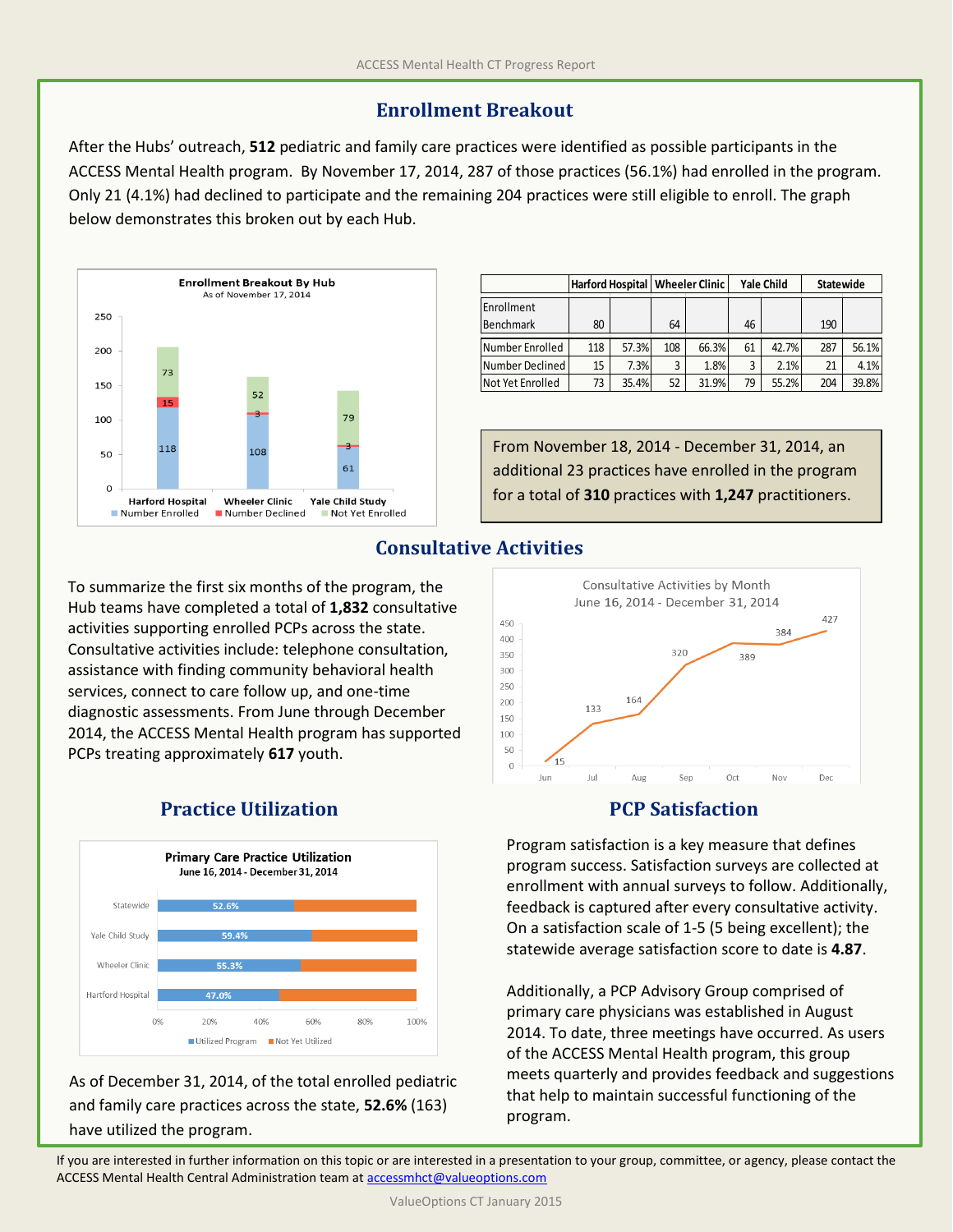## Enrollment Breakout

After the Hubs' outreach, **512** pediatric and family care practices were identified as possible participants in the ACCESS Mental Health program. By November 17, 2014, 287 of those practices (56.1%) had enrolled in the program. Only 21 (4.1%) had declined to participate and the remaining 204 practices were still eligible to enroll. The graph below demonstrates this broken out by each Hub.

Enrollment Breakout By Hub
As of November 17, 2014
250
200
150
100
50
0
Harford Hospital: 118, 15, 73
Wheeler Clinic: 108, 3, 52
Yale Child Study: 61, 3, 79
Number Enrolled
Number Declined
Not Yet Enrolled

| | Harford Hospital | | Wheeler Clinic | | Yale Child | | Statewide | |
|---|---|---|---|---|---|---|---|---|
| Enrollment Benchmark | 80 | | 64 | | 46 | | 190 | |
| Number Enrolled | 118 | 57.3% | 108 | 66.3% | 61 | 42.7% | 287 | 56.1% |
| Number Declined | 15 | 7.3% | 3 | 1.8% | 3 | 2.1% | 21 | 4.1% |
| Not Yet Enrolled | 73 | 35.4% | 52 | 31.9% | 79 | 55.2% | 204 | 39.8% |

From November 18, 2014 - December 31, 2014, an additional 23 practices have enrolled in the program for a total of **310** practices with **1,247** practitioners.

## Consultative Activities

To summarize the first six months of the program, the Hub teams have completed a total of **1,832** consultative activities supporting enrolled PCPs across the state. Consultative activities include: telephone consultation, assistance with finding community behavioral health services, connect to care follow up, and one-time diagnostic assessments. From June through December 2014, the ACCESS Mental Health program has supported PCPs treating approximately **617** youth.

Consultative Activities by Month
June 16, 2014 - December 31, 2014
450
400
350
300
250
200
150
100
50
0
Jun: 15
Jul: 133
Aug: 164
Sep: 320
Oct: 389
Nov: 384
Dec: 427

## Practice Utilization

Primary Care Practice Utilization
June 16, 2014 - December 31, 2014
Statewide: 52.6%
Yale Child Study: 59.4%
Wheeler Clinic: 55.3%
Hartford Hospital: 47.0%
0% 20% 40% 60% 80% 100%
Utilized Program
Not Yet Utilized

As of December 31, 2014, of the total enrolled pediatric and family care practices across the state, **52.6%** (163) have utilized the program.

## PCP Satisfaction

Program satisfaction is a key measure that defines program success. Satisfaction surveys are collected at enrollment with annual surveys to follow. Additionally, feedback is captured after every consultative activity. On a satisfaction scale of 1-5 (5 being excellent); the statewide average satisfaction score to date is **4.87**.

Additionally, a PCP Advisory Group comprised of primary care physicians was established in August 2014. To date, three meetings have occurred. As users of the ACCESS Mental Health program, this group meets quarterly and provides feedback and suggestions that help to maintain successful functioning of the program.

If you are interested in further information on this topic or are interested in a presentation to your group, committee, or agency, please contact the ACCESS Mental Health Central Administration team at accessmhct@valueoptions.com